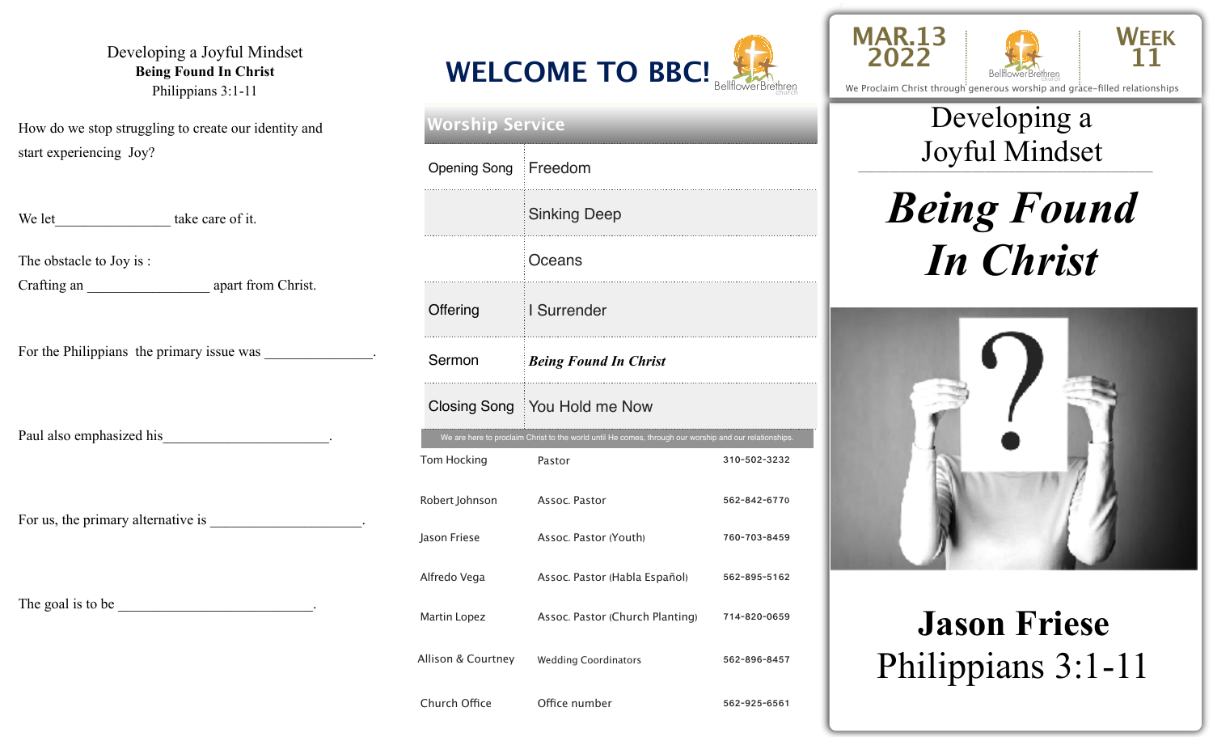Developing a Joyful Mindset
**Being Found In Christ**
Philippians 3:1-11

How do we stop struggling to create our identity and start experiencing Joy?

We let________________ take care of it.

The obstacle to Joy is :
Crafting an _________________ apart from Christ.

For the Philippians the primary issue was _______________.

Paul also emphasized his_______________________.

For us, the primary alternative is _____________________.

The goal is to be ___________________________.

# WELCOME TO BBC!

Bellflower Brethren church

## Worship Service

| | |
|---|---|
| Opening Song | Freedom |
| | Sinking Deep |
| | Oceans |
| Offering | I Surrender |
| Sermon | ***Being Found In Christ*** |
| Closing Song | You Hold me Now |

We are here to proclaim Christ to the world until He comes, through our worship and our relationships.

| | | |
|---|---|---|
| Tom Hocking | Pastor | 310-502-3232 |
| Robert Johnson | Assoc. Pastor | 562-842-6770 |
| Jason Friese | Assoc. Pastor (Youth) | 760-703-8459 |
| Alfredo Vega | Assoc. Pastor (Habla Español) | 562-895-5162 |
| Martin Lopez | Assoc. Pastor (Church Planting) | 714-820-0659 |
| Allison & Courtney | Wedding Coordinators | 562-896-8457 |
| Church Office | Office number | 562-925-6561 |

MAR.13 2022 | Bellflower Brethren church | WEEK 11

We Proclaim Christ through generous worship and grace-filled relationships

Developing a Joyful Mindset

# ***Being Found In Christ***

**Jason Friese**
Philippians 3:1-11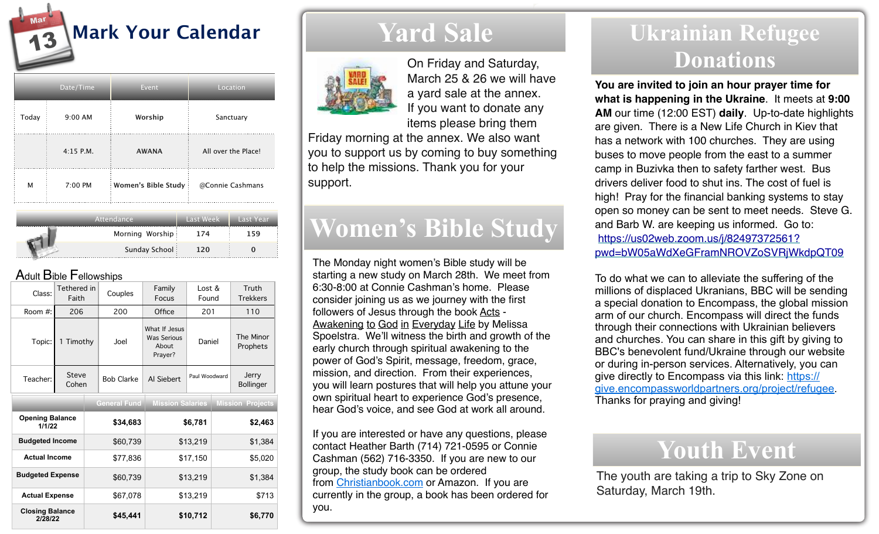# Mark Your Calendar

| Date/Time | | Event | Location |
|---|---|---|---|
| Today | 9:00 AM | Worship | Sanctuary |
| | 4:15 P.M. | AWANA | All over the Place! |
| M | 7:00 PM | Women's Bible Study | @Connie Cashmans |

| Attendance | Last Week | Last Year |
|---|---|---|
| Morning Worship | 174 | 159 |
| Sunday School | 120 | 0 |

## Adult Bible Fellowships

| Class: | Tethered in Faith | Couples | Family Focus | Lost & Found | Truth Trekkers |
|---|---|---|---|---|---|
| Room #: | 206 | 200 | Office | 201 | 110 |
| Topic: | 1 Timothy | Joel | What If Jesus Was Serious About Prayer? | Daniel | The Minor Prophets |
| Teacher: | Steve Cohen | Bob Clarke | Al Siebert | Paul Woodward | Jerry Bollinger |

| | General Fund | Mission Salaries | Mission Projects |
|---|---|---|---|
| Opening Balance 1/1/22 | $34,683 | $6,781 | $2,463 |
| Budgeted Income | $60,739 | $13,219 | $1,384 |
| Actual Income | $77,836 | $17,150 | $5,020 |
| Budgeted Expense | $60,739 | $13,219 | $1,384 |
| Actual Expense | $67,078 | $13,219 | $713 |
| Closing Balance 2/28/22 | $45,441 | $10,712 | $6,770 |

# Yard Sale

On Friday and Saturday, March 25 & 26 we will have a yard sale at the annex. If you want to donate any items please bring them Friday morning at the annex. We also want you to support us by coming to buy something to help the missions. Thank you for your support.

# Women's Bible Study

The Monday night women's Bible study will be starting a new study on March 28th. We meet from 6:30-8:00 at Connie Cashman's home. Please consider joining us as we journey with the first followers of Jesus through the book Acts - Awakening to God in Everyday Life by Melissa Spoelstra. We'll witness the birth and growth of the early church through spiritual awakening to the power of God's Spirit, message, freedom, grace, mission, and direction. From their experiences, you will learn postures that will help you attune your own spiritual heart to experience God's presence, hear God's voice, and see God at work all around.

If you are interested or have any questions, please contact Heather Barth (714) 721-0595 or Connie Cashman (562) 716-3350. If you are new to our group, the study book can be ordered from Christianbook.com or Amazon. If you are currently in the group, a book has been ordered for you.

# Ukrainian Refugee Donations

**You are invited to join an hour prayer time for what is happening in the Ukraine**. It meets at **9:00 AM** our time (12:00 EST) **daily**. Up-to-date highlights are given. There is a New Life Church in Kiev that has a network with 100 churches. They are using buses to move people from the east to a summer camp in Buzivka then to safety farther west. Bus drivers deliver food to shut ins. The cost of fuel is high! Pray for the financial banking systems to stay open so money can be sent to meet needs. Steve G. and Barb W. are keeping us informed. Go to: https://us02web.zoom.us/j/82497372561?pwd=bW05aWdXeGFramNROVZoSVRjWkdpQT09

To do what we can to alleviate the suffering of the millions of displaced Ukranians, BBC will be sending a special donation to Encompass, the global mission arm of our church. Encompass will direct the funds through their connections with Ukrainian believers and churches. You can share in this gift by giving to BBC's benevolent fund/Ukraine through our website or during in-person services. Alternatively, you can give directly to Encompass via this link: https://give.encompassworldpartners.org/project/refugee. Thanks for praying and giving!

# Youth Event

The youth are taking a trip to Sky Zone on Saturday, March 19th.